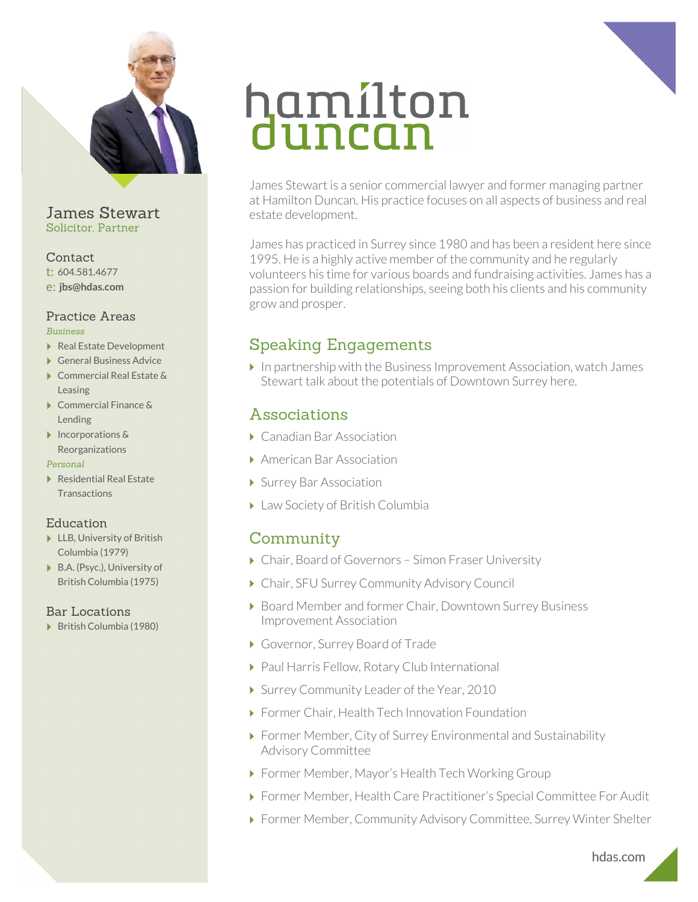# hamilton duncan

James Stewart is a senior commercial lawyer and former managing partner at Hamilton Duncan. His practice focuses on all aspects of business and real estate development.

James has practiced in Surrey since 1980 and has been a resident here since 1995. He is a highly active member of the community and he regularly volunteers his time for various boards and fundraising activities. James has a passion for building relationships, seeing both his clients and his community grow and prosper.

## James Stewart

Solicitor, Partner

### Contact

t: 604.581.4677
e: **jbs@hdas.com**

### Practice Areas

*Business*

- Real Estate Development
- General Business Advice
- Commercial Real Estate & Leasing
- Commercial Finance & Lending
- Incorporations & Reorganizations

*Personal*

- Residential Real Estate Transactions

### Education

- LLB, University of British Columbia (1979)
- B.A. (Psyc.), University of British Columbia (1975)

### Bar Locations

- British Columbia (1980)

## Speaking Engagements

- In partnership with the Business Improvement Association, watch James Stewart talk about the potentials of Downtown Surrey here.

## Associations

- Canadian Bar Association
- American Bar Association
- Surrey Bar Association
- Law Society of British Columbia

## Community

- Chair, Board of Governors – Simon Fraser University
- Chair, SFU Surrey Community Advisory Council
- Board Member and former Chair, Downtown Surrey Business Improvement Association
- Governor, Surrey Board of Trade
- Paul Harris Fellow, Rotary Club International
- Surrey Community Leader of the Year, 2010
- Former Chair, Health Tech Innovation Foundation
- Former Member, City of Surrey Environmental and Sustainability Advisory Committee
- Former Member, Mayor's Health Tech Working Group
- Former Member, Health Care Practitioner's Special Committee For Audit
- Former Member, Community Advisory Committee, Surrey Winter Shelter

hdas.com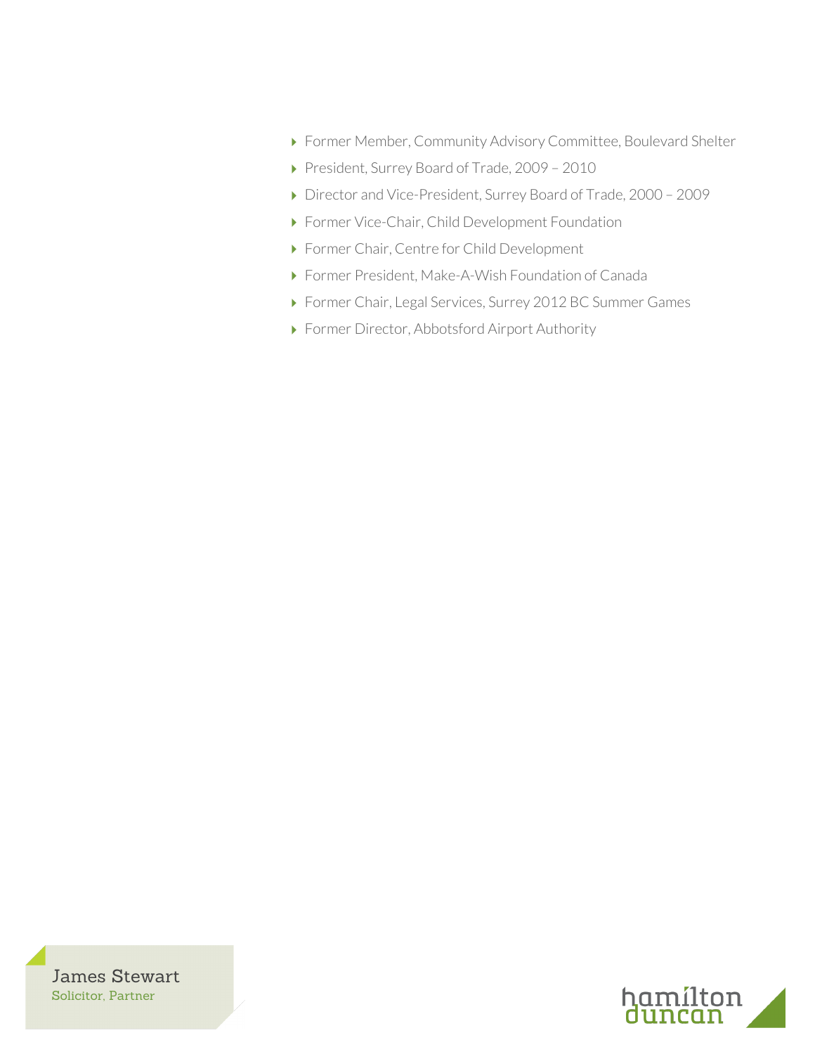- Former Member, Community Advisory Committee, Boulevard Shelter
- President, Surrey Board of Trade, 2009 – 2010
- Director and Vice-President, Surrey Board of Trade, 2000 – 2009
- Former Vice-Chair, Child Development Foundation
- Former Chair, Centre for Child Development
- Former President, Make-A-Wish Foundation of Canada
- Former Chair, Legal Services, Surrey 2012 BC Summer Games
- Former Director, Abbotsford Airport Authority